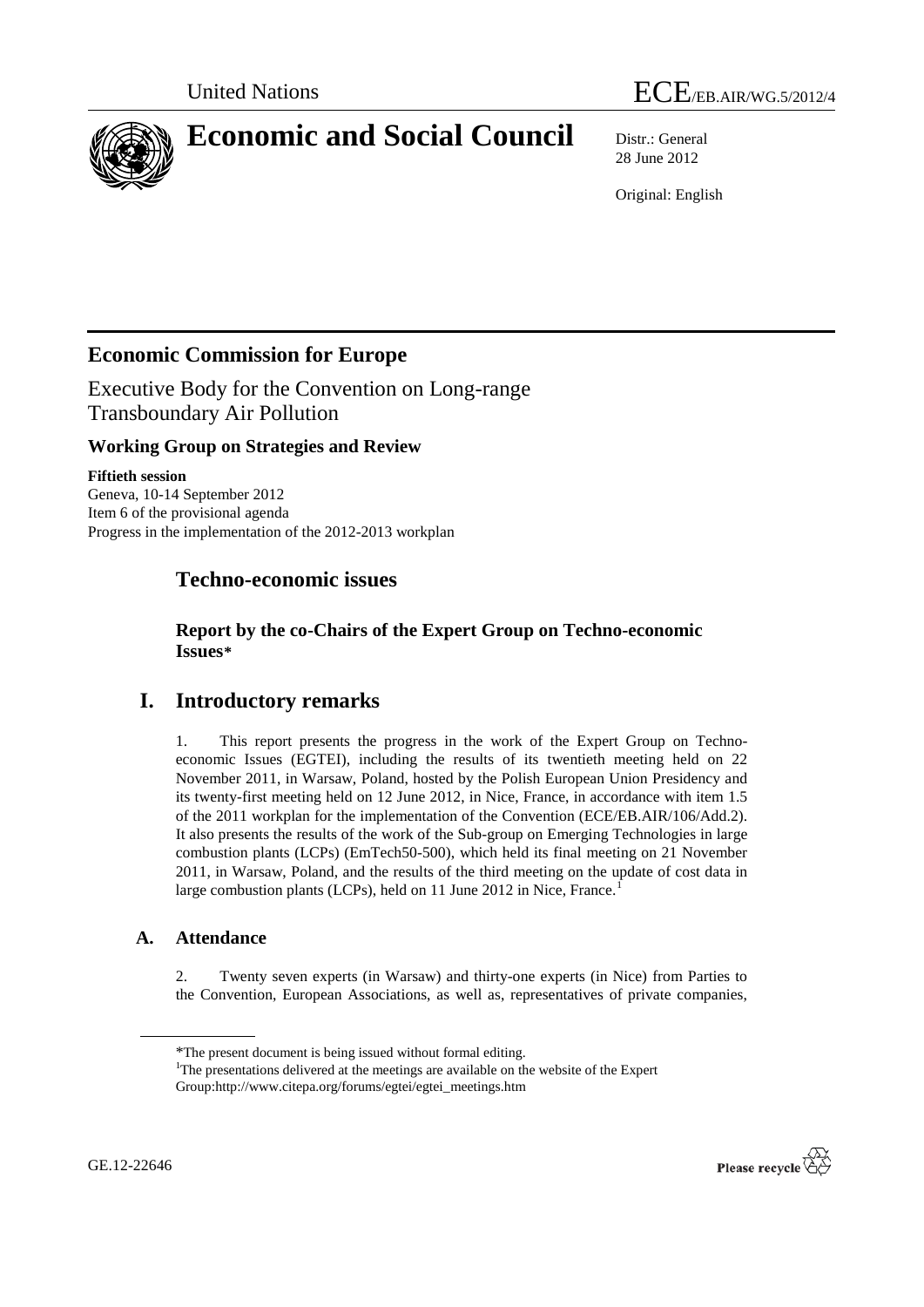United Nations ECE/EB.AIR/WG.5/2012/4

# Economic and Social Council

Distr.: General
28 June 2012

Original: English

## Economic Commission for Europe

Executive Body for the Convention on Long-range Transboundary Air Pollution

### Working Group on Strategies and Review

**Fiftieth session**
Geneva, 10-14 September 2012
Item 6 of the provisional agenda
Progress in the implementation of the 2012-2013 workplan

## Techno-economic issues

### Report by the co-Chairs of the Expert Group on Techno-economic Issues*

## I. Introductory remarks

1. This report presents the progress in the work of the Expert Group on Techno-economic Issues (EGTEI), including the results of its twentieth meeting held on 22 November 2011, in Warsaw, Poland, hosted by the Polish European Union Presidency and its twenty-first meeting held on 12 June 2012, in Nice, France, in accordance with item 1.5 of the 2011 workplan for the implementation of the Convention (ECE/EB.AIR/106/Add.2). It also presents the results of the work of the Sub-group on Emerging Technologies in large combustion plants (LCPs) (EmTech50-500), which held its final meeting on 21 November 2011, in Warsaw, Poland, and the results of the third meeting on the update of cost data in large combustion plants (LCPs), held on 11 June 2012 in Nice, France.[1]

### A. Attendance

2. Twenty seven experts (in Warsaw) and thirty-one experts (in Nice) from Parties to the Convention, European Associations, as well as, representatives of private companies,

---

*The present document is being issued without formal editing.

[1]The presentations delivered at the meetings are available on the website of the Expert Group:http://www.citepa.org/forums/egtei/egtei_meetings.htm

GE.12-22646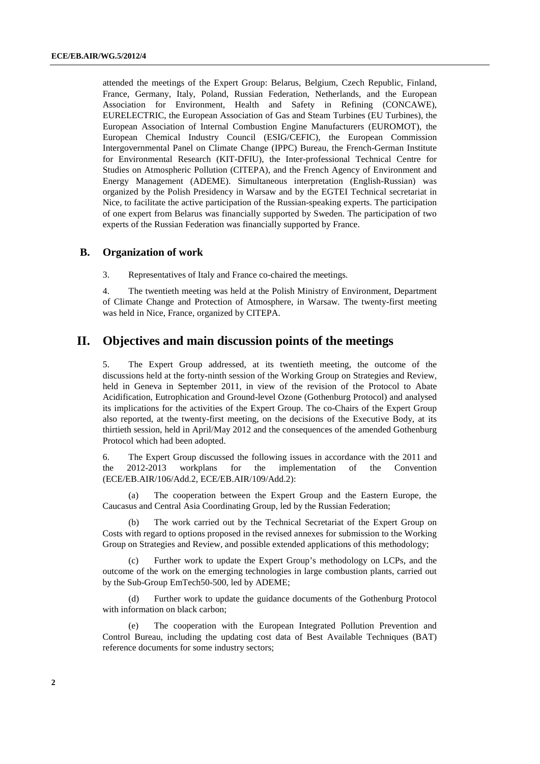attended the meetings of the Expert Group: Belarus, Belgium, Czech Republic, Finland, France, Germany, Italy, Poland, Russian Federation, Netherlands, and the European Association for Environment, Health and Safety in Refining (CONCAWE), EURELECTRIC, the European Association of Gas and Steam Turbines (EU Turbines), the European Association of Internal Combustion Engine Manufacturers (EUROMOT), the European Chemical Industry Council (ESIG/CEFIC), the European Commission Intergovernmental Panel on Climate Change (IPPC) Bureau, the French-German Institute for Environmental Research (KIT-DFIU), the Inter-professional Technical Centre for Studies on Atmospheric Pollution (CITEPA), and the French Agency of Environment and Energy Management (ADEME). Simultaneous interpretation (English-Russian) was organized by the Polish Presidency in Warsaw and by the EGTEI Technical secretariat in Nice, to facilitate the active participation of the Russian-speaking experts. The participation of one expert from Belarus was financially supported by Sweden. The participation of two experts of the Russian Federation was financially supported by France.

### B. Organization of work

3. Representatives of Italy and France co-chaired the meetings.

4. The twentieth meeting was held at the Polish Ministry of Environment, Department of Climate Change and Protection of Atmosphere, in Warsaw. The twenty-first meeting was held in Nice, France, organized by CITEPA.

## II. Objectives and main discussion points of the meetings

5. The Expert Group addressed, at its twentieth meeting, the outcome of the discussions held at the forty-ninth session of the Working Group on Strategies and Review, held in Geneva in September 2011, in view of the revision of the Protocol to Abate Acidification, Eutrophication and Ground-level Ozone (Gothenburg Protocol) and analysed its implications for the activities of the Expert Group. The co-Chairs of the Expert Group also reported, at the twenty-first meeting, on the decisions of the Executive Body, at its thirtieth session, held in April/May 2012 and the consequences of the amended Gothenburg Protocol which had been adopted.

6. The Expert Group discussed the following issues in accordance with the 2011 and the 2012-2013 workplans for the implementation of the Convention (ECE/EB.AIR/106/Add.2, ECE/EB.AIR/109/Add.2):

(a) The cooperation between the Expert Group and the Eastern Europe, the Caucasus and Central Asia Coordinating Group, led by the Russian Federation;

(b) The work carried out by the Technical Secretariat of the Expert Group on Costs with regard to options proposed in the revised annexes for submission to the Working Group on Strategies and Review, and possible extended applications of this methodology;

(c) Further work to update the Expert Group's methodology on LCPs, and the outcome of the work on the emerging technologies in large combustion plants, carried out by the Sub-Group EmTech50-500, led by ADEME;

(d) Further work to update the guidance documents of the Gothenburg Protocol with information on black carbon;

(e) The cooperation with the European Integrated Pollution Prevention and Control Bureau, including the updating cost data of Best Available Techniques (BAT) reference documents for some industry sectors;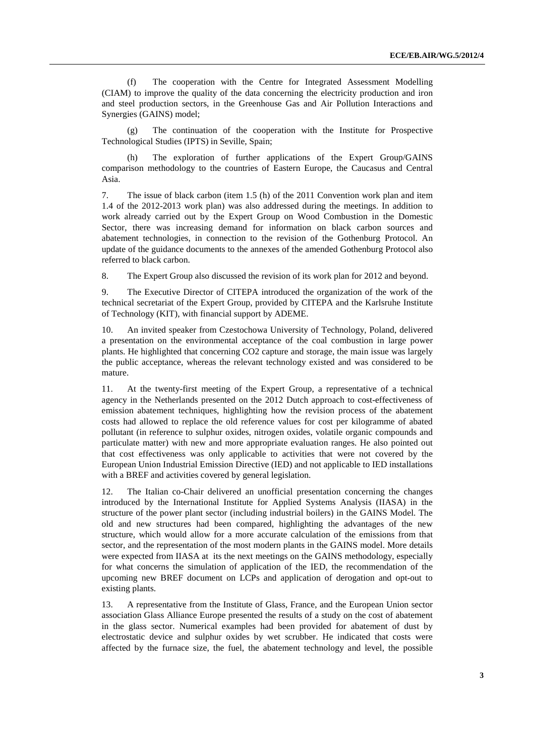(f) The cooperation with the Centre for Integrated Assessment Modelling (CIAM) to improve the quality of the data concerning the electricity production and iron and steel production sectors, in the Greenhouse Gas and Air Pollution Interactions and Synergies (GAINS) model;

(g) The continuation of the cooperation with the Institute for Prospective Technological Studies (IPTS) in Seville, Spain;

(h) The exploration of further applications of the Expert Group/GAINS comparison methodology to the countries of Eastern Europe, the Caucasus and Central Asia.

7. The issue of black carbon (item 1.5 (h) of the 2011 Convention work plan and item 1.4 of the 2012-2013 work plan) was also addressed during the meetings. In addition to work already carried out by the Expert Group on Wood Combustion in the Domestic Sector, there was increasing demand for information on black carbon sources and abatement technologies, in connection to the revision of the Gothenburg Protocol. An update of the guidance documents to the annexes of the amended Gothenburg Protocol also referred to black carbon.

8. The Expert Group also discussed the revision of its work plan for 2012 and beyond.

9. The Executive Director of CITEPA introduced the organization of the work of the technical secretariat of the Expert Group, provided by CITEPA and the Karlsruhe Institute of Technology (KIT), with financial support by ADEME.

10. An invited speaker from Czestochowa University of Technology, Poland, delivered a presentation on the environmental acceptance of the coal combustion in large power plants. He highlighted that concerning $CO_2$ capture and storage, the main issue was largely the public acceptance, whereas the relevant technology existed and was considered to be mature.

11. At the twenty-first meeting of the Expert Group, a representative of a technical agency in the Netherlands presented on the 2012 Dutch approach to cost-effectiveness of emission abatement techniques, highlighting how the revision process of the abatement costs had allowed to replace the old reference values for cost per kilogramme of abated pollutant (in reference to sulphur oxides, nitrogen oxides, volatile organic compounds and particulate matter) with new and more appropriate evaluation ranges. He also pointed out that cost effectiveness was only applicable to activities that were not covered by the European Union Industrial Emission Directive (IED) and not applicable to IED installations with a BREF and activities covered by general legislation.

12. The Italian co-Chair delivered an unofficial presentation concerning the changes introduced by the International Institute for Applied Systems Analysis (IIASA) in the structure of the power plant sector (including industrial boilers) in the GAINS Model. The old and new structures had been compared, highlighting the advantages of the new structure, which would allow for a more accurate calculation of the emissions from that sector, and the representation of the most modern plants in the GAINS model. More details were expected from IIASA at its the next meetings on the GAINS methodology, especially for what concerns the simulation of application of the IED, the recommendation of the upcoming new BREF document on LCPs and application of derogation and opt-out to existing plants.

13. A representative from the Institute of Glass, France, and the European Union sector association Glass Alliance Europe presented the results of a study on the cost of abatement in the glass sector. Numerical examples had been provided for abatement of dust by electrostatic device and sulphur oxides by wet scrubber. He indicated that costs were affected by the furnace size, the fuel, the abatement technology and level, the possible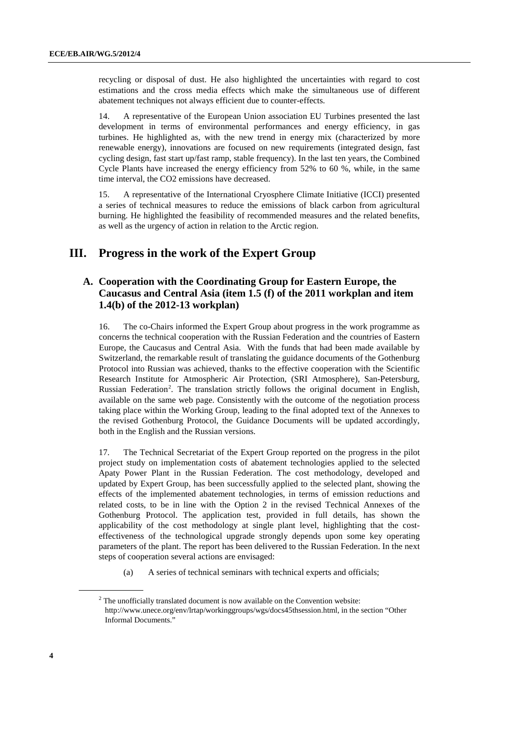recycling or disposal of dust. He also highlighted the uncertainties with regard to cost estimations and the cross media effects which make the simultaneous use of different abatement techniques not always efficient due to counter-effects.

14. A representative of the European Union association EU Turbines presented the last development in terms of environmental performances and energy efficiency, in gas turbines. He highlighted as, with the new trend in energy mix (characterized by more renewable energy), innovations are focused on new requirements (integrated design, fast cycling design, fast start up/fast ramp, stable frequency). In the last ten years, the Combined Cycle Plants have increased the energy efficiency from 52% to 60 %, while, in the same time interval, the $CO_2$ emissions have decreased.

15. A representative of the International Cryosphere Climate Initiative (ICCI) presented a series of technical measures to reduce the emissions of black carbon from agricultural burning. He highlighted the feasibility of recommended measures and the related benefits, as well as the urgency of action in relation to the Arctic region.

# III. Progress in the work of the Expert Group

## A. Cooperation with the Coordinating Group for Eastern Europe, the Caucasus and Central Asia (item 1.5 (f) of the 2011 workplan and item 1.4(b) of the 2012-13 workplan)

16. The co-Chairs informed the Expert Group about progress in the work programme as concerns the technical cooperation with the Russian Federation and the countries of Eastern Europe, the Caucasus and Central Asia. With the funds that had been made available by Switzerland, the remarkable result of translating the guidance documents of the Gothenburg Protocol into Russian was achieved, thanks to the effective cooperation with the Scientific Research Institute for Atmospheric Air Protection, (SRI Atmosphere), San-Petersburg, Russian Federation[2]. The translation strictly follows the original document in English, available on the same web page. Consistently with the outcome of the negotiation process taking place within the Working Group, leading to the final adopted text of the Annexes to the revised Gothenburg Protocol, the Guidance Documents will be updated accordingly, both in the English and the Russian versions.

17. The Technical Secretariat of the Expert Group reported on the progress in the pilot project study on implementation costs of abatement technologies applied to the selected Apaty Power Plant in the Russian Federation. The cost methodology, developed and updated by Expert Group, has been successfully applied to the selected plant, showing the effects of the implemented abatement technologies, in terms of emission reductions and related costs, to be in line with the Option 2 in the revised Technical Annexes of the Gothenburg Protocol. The application test, provided in full details, has shown the applicability of the cost methodology at single plant level, highlighting that the cost-effectiveness of the technological upgrade strongly depends upon some key operating parameters of the plant. The report has been delivered to the Russian Federation. In the next steps of cooperation several actions are envisaged:

(a) A series of technical seminars with technical experts and officials;

[2] The unofficially translated document is now available on the Convention website: http://www.unece.org/env/lrtap/workinggroups/wgs/docs45thsession.html, in the section "Other Informal Documents."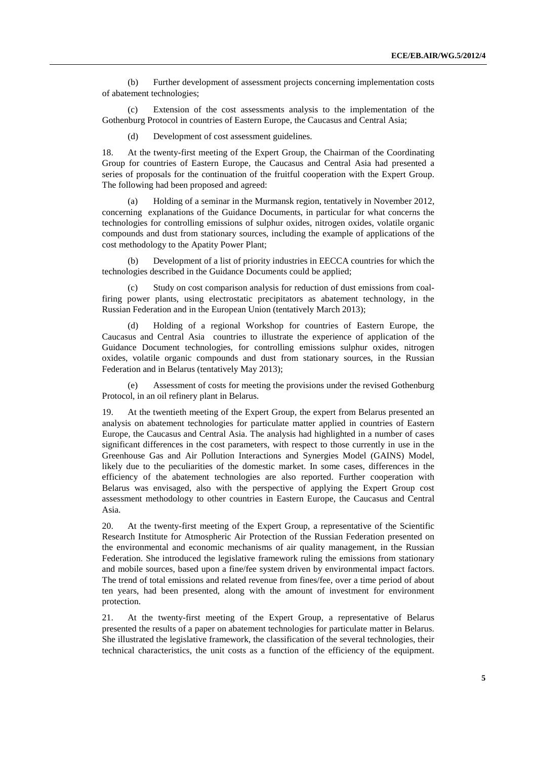(b) Further development of assessment projects concerning implementation costs of abatement technologies;

(c) Extension of the cost assessments analysis to the implementation of the Gothenburg Protocol in countries of Eastern Europe, the Caucasus and Central Asia;

(d) Development of cost assessment guidelines.

18. At the twenty-first meeting of the Expert Group, the Chairman of the Coordinating Group for countries of Eastern Europe, the Caucasus and Central Asia had presented a series of proposals for the continuation of the fruitful cooperation with the Expert Group. The following had been proposed and agreed:

(a) Holding of a seminar in the Murmansk region, tentatively in November 2012, concerning explanations of the Guidance Documents, in particular for what concerns the technologies for controlling emissions of sulphur oxides, nitrogen oxides, volatile organic compounds and dust from stationary sources, including the example of applications of the cost methodology to the Apatity Power Plant;

(b) Development of a list of priority industries in EECCA countries for which the technologies described in the Guidance Documents could be applied;

(c) Study on cost comparison analysis for reduction of dust emissions from coal-firing power plants, using electrostatic precipitators as abatement technology, in the Russian Federation and in the European Union (tentatively March 2013);

(d) Holding of a regional Workshop for countries of Eastern Europe, the Caucasus and Central Asia countries to illustrate the experience of application of the Guidance Document technologies, for controlling emissions sulphur oxides, nitrogen oxides, volatile organic compounds and dust from stationary sources, in the Russian Federation and in Belarus (tentatively May 2013);

(e) Assessment of costs for meeting the provisions under the revised Gothenburg Protocol, in an oil refinery plant in Belarus.

19. At the twentieth meeting of the Expert Group, the expert from Belarus presented an analysis on abatement technologies for particulate matter applied in countries of Eastern Europe, the Caucasus and Central Asia. The analysis had highlighted in a number of cases significant differences in the cost parameters, with respect to those currently in use in the Greenhouse Gas and Air Pollution Interactions and Synergies Model (GAINS) Model, likely due to the peculiarities of the domestic market. In some cases, differences in the efficiency of the abatement technologies are also reported. Further cooperation with Belarus was envisaged, also with the perspective of applying the Expert Group cost assessment methodology to other countries in Eastern Europe, the Caucasus and Central Asia.

20. At the twenty-first meeting of the Expert Group, a representative of the Scientific Research Institute for Atmospheric Air Protection of the Russian Federation presented on the environmental and economic mechanisms of air quality management, in the Russian Federation. She introduced the legislative framework ruling the emissions from stationary and mobile sources, based upon a fine/fee system driven by environmental impact factors. The trend of total emissions and related revenue from fines/fee, over a time period of about ten years, had been presented, along with the amount of investment for environment protection.

21. At the twenty-first meeting of the Expert Group, a representative of Belarus presented the results of a paper on abatement technologies for particulate matter in Belarus. She illustrated the legislative framework, the classification of the several technologies, their technical characteristics, the unit costs as a function of the efficiency of the equipment.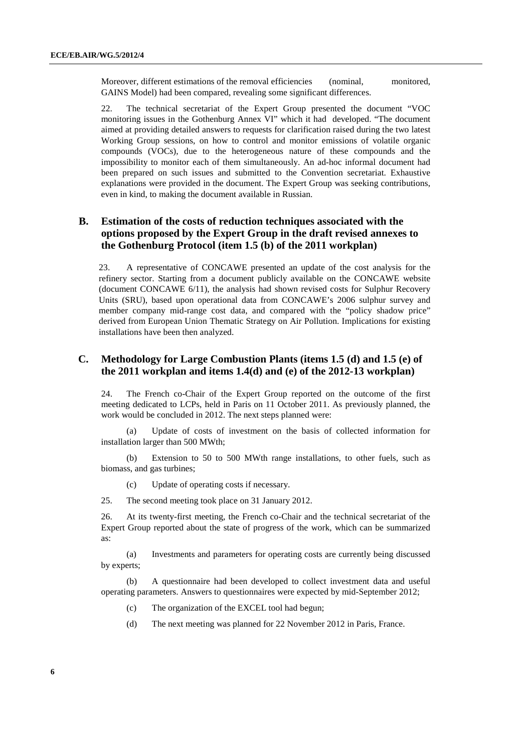Moreover, different estimations of the removal efficiencies (nominal, monitored, GAINS Model) had been compared, revealing some significant differences.

22. The technical secretariat of the Expert Group presented the document "VOC monitoring issues in the Gothenburg Annex VI" which it had developed. "The document aimed at providing detailed answers to requests for clarification raised during the two latest Working Group sessions, on how to control and monitor emissions of volatile organic compounds (VOCs), due to the heterogeneous nature of these compounds and the impossibility to monitor each of them simultaneously. An ad-hoc informal document had been prepared on such issues and submitted to the Convention secretariat. Exhaustive explanations were provided in the document. The Expert Group was seeking contributions, even in kind, to making the document available in Russian.

## B. Estimation of the costs of reduction techniques associated with the options proposed by the Expert Group in the draft revised annexes to the Gothenburg Protocol (item 1.5 (b) of the 2011 workplan)

23. A representative of CONCAWE presented an update of the cost analysis for the refinery sector. Starting from a document publicly available on the CONCAWE website (document CONCAWE 6/11), the analysis had shown revised costs for Sulphur Recovery Units (SRU), based upon operational data from CONCAWE's 2006 sulphur survey and member company mid-range cost data, and compared with the "policy shadow price" derived from European Union Thematic Strategy on Air Pollution. Implications for existing installations have been then analyzed.

## C. Methodology for Large Combustion Plants (items 1.5 (d) and 1.5 (e) of the 2011 workplan and items 1.4(d) and (e) of the 2012-13 workplan)

24. The French co-Chair of the Expert Group reported on the outcome of the first meeting dedicated to LCPs, held in Paris on 11 October 2011. As previously planned, the work would be concluded in 2012. The next steps planned were:

(a) Update of costs of investment on the basis of collected information for installation larger than 500 MWth;

(b) Extension to 50 to 500 MWth range installations, to other fuels, such as biomass, and gas turbines;

(c) Update of operating costs if necessary.

25. The second meeting took place on 31 January 2012.

26. At its twenty-first meeting, the French co-Chair and the technical secretariat of the Expert Group reported about the state of progress of the work, which can be summarized as:

(a) Investments and parameters for operating costs are currently being discussed by experts;

(b) A questionnaire had been developed to collect investment data and useful operating parameters. Answers to questionnaires were expected by mid-September 2012;

(c) The organization of the EXCEL tool had begun;

(d) The next meeting was planned for 22 November 2012 in Paris, France.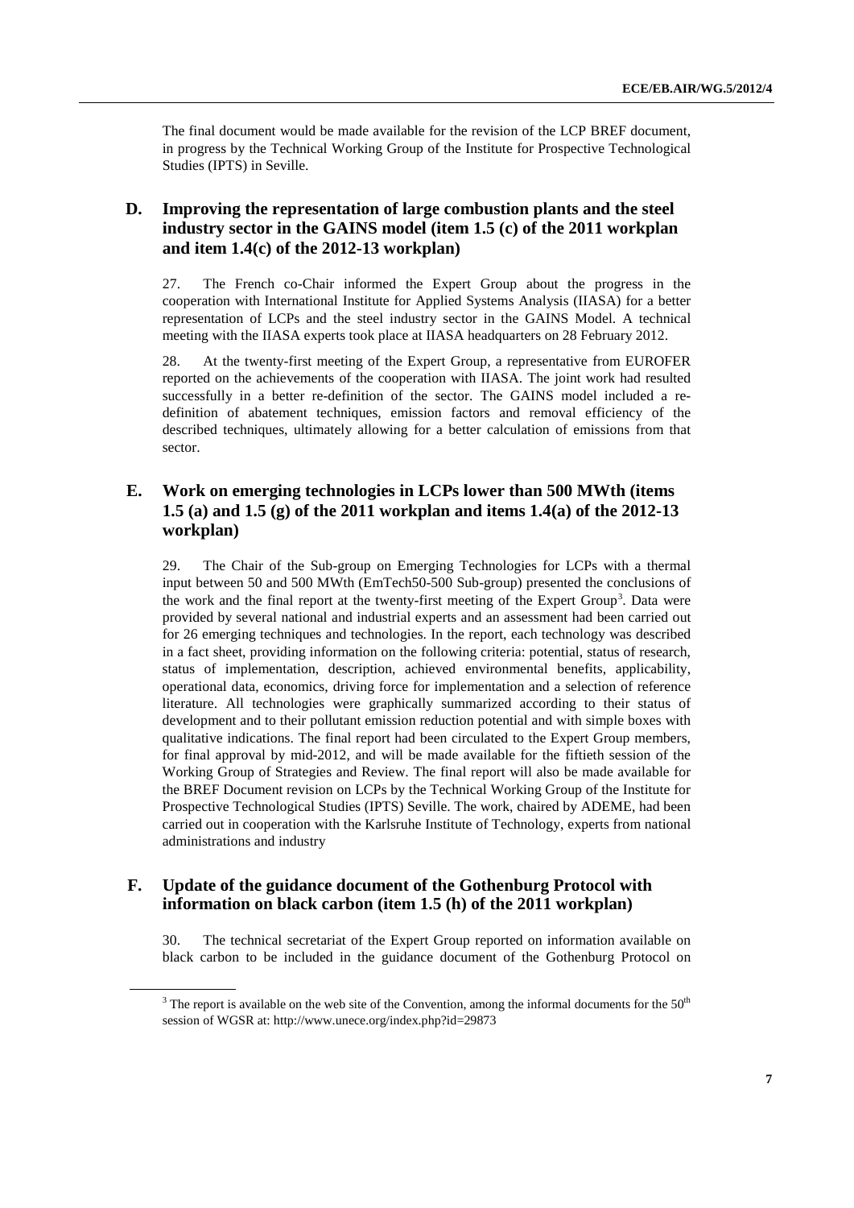The final document would be made available for the revision of the LCP BREF document, in progress by the Technical Working Group of the Institute for Prospective Technological Studies (IPTS) in Seville.

## D. Improving the representation of large combustion plants and the steel industry sector in the GAINS model (item 1.5 (c) of the 2011 workplan and item 1.4(c) of the 2012-13 workplan)

27. The French co-Chair informed the Expert Group about the progress in the cooperation with International Institute for Applied Systems Analysis (IIASA) for a better representation of LCPs and the steel industry sector in the GAINS Model. A technical meeting with the IIASA experts took place at IIASA headquarters on 28 February 2012.

28. At the twenty-first meeting of the Expert Group, a representative from EUROFER reported on the achievements of the cooperation with IIASA. The joint work had resulted successfully in a better re-definition of the sector. The GAINS model included a re-definition of abatement techniques, emission factors and removal efficiency of the described techniques, ultimately allowing for a better calculation of emissions from that sector.

## E. Work on emerging technologies in LCPs lower than 500 MWth (items 1.5 (a) and 1.5 (g) of the 2011 workplan and items 1.4(a) of the 2012-13 workplan)

29. The Chair of the Sub-group on Emerging Technologies for LCPs with a thermal input between 50 and 500 MWth (EmTech50-500 Sub-group) presented the conclusions of the work and the final report at the twenty-first meeting of the Expert Group[3]. Data were provided by several national and industrial experts and an assessment had been carried out for 26 emerging techniques and technologies. In the report, each technology was described in a fact sheet, providing information on the following criteria: potential, status of research, status of implementation, description, achieved environmental benefits, applicability, operational data, economics, driving force for implementation and a selection of reference literature. All technologies were graphically summarized according to their status of development and to their pollutant emission reduction potential and with simple boxes with qualitative indications. The final report had been circulated to the Expert Group members, for final approval by mid-2012, and will be made available for the fiftieth session of the Working Group of Strategies and Review. The final report will also be made available for the BREF Document revision on LCPs by the Technical Working Group of the Institute for Prospective Technological Studies (IPTS) Seville. The work, chaired by ADEME, had been carried out in cooperation with the Karlsruhe Institute of Technology, experts from national administrations and industry

## F. Update of the guidance document of the Gothenburg Protocol with information on black carbon (item 1.5 (h) of the 2011 workplan)

30. The technical secretariat of the Expert Group reported on information available on black carbon to be included in the guidance document of the Gothenburg Protocol on

[3] The report is available on the web site of the Convention, among the informal documents for the 50th session of WGSR at: http://www.unece.org/index.php?id=29873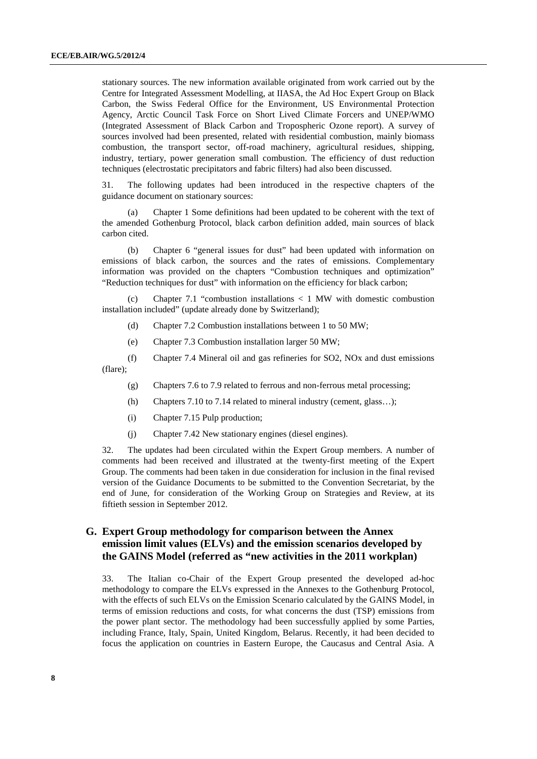stationary sources. The new information available originated from work carried out by the Centre for Integrated Assessment Modelling, at IIASA, the Ad Hoc Expert Group on Black Carbon, the Swiss Federal Office for the Environment, US Environmental Protection Agency, Arctic Council Task Force on Short Lived Climate Forcers and UNEP/WMO (Integrated Assessment of Black Carbon and Tropospheric Ozone report). A survey of sources involved had been presented, related with residential combustion, mainly biomass combustion, the transport sector, off-road machinery, agricultural residues, shipping, industry, tertiary, power generation small combustion. The efficiency of dust reduction techniques (electrostatic precipitators and fabric filters) had also been discussed.

31. The following updates had been introduced in the respective chapters of the guidance document on stationary sources:

(a) Chapter 1 Some definitions had been updated to be coherent with the text of the amended Gothenburg Protocol, black carbon definition added, main sources of black carbon cited.

(b) Chapter 6 "general issues for dust" had been updated with information on emissions of black carbon, the sources and the rates of emissions. Complementary information was provided on the chapters "Combustion techniques and optimization" "Reduction techniques for dust" with information on the efficiency for black carbon;

(c) Chapter 7.1 "combustion installations < 1 MW with domestic combustion installation included" (update already done by Switzerland);

(d) Chapter 7.2 Combustion installations between 1 to 50 MW;

(e) Chapter 7.3 Combustion installation larger 50 MW;

(f) Chapter 7.4 Mineral oil and gas refineries for SO2, NOx and dust emissions (flare);

(g) Chapters 7.6 to 7.9 related to ferrous and non-ferrous metal processing;

(h) Chapters 7.10 to 7.14 related to mineral industry (cement, glass…);

(i) Chapter 7.15 Pulp production;

(j) Chapter 7.42 New stationary engines (diesel engines).

32. The updates had been circulated within the Expert Group members. A number of comments had been received and illustrated at the twenty-first meeting of the Expert Group. The comments had been taken in due consideration for inclusion in the final revised version of the Guidance Documents to be submitted to the Convention Secretariat, by the end of June, for consideration of the Working Group on Strategies and Review, at its fiftieth session in September 2012.

## G. Expert Group methodology for comparison between the Annex emission limit values (ELVs) and the emission scenarios developed by the GAINS Model (referred as "new activities in the 2011 workplan)

33. The Italian co-Chair of the Expert Group presented the developed ad-hoc methodology to compare the ELVs expressed in the Annexes to the Gothenburg Protocol, with the effects of such ELVs on the Emission Scenario calculated by the GAINS Model, in terms of emission reductions and costs, for what concerns the dust (TSP) emissions from the power plant sector. The methodology had been successfully applied by some Parties, including France, Italy, Spain, United Kingdom, Belarus. Recently, it had been decided to focus the application on countries in Eastern Europe, the Caucasus and Central Asia. A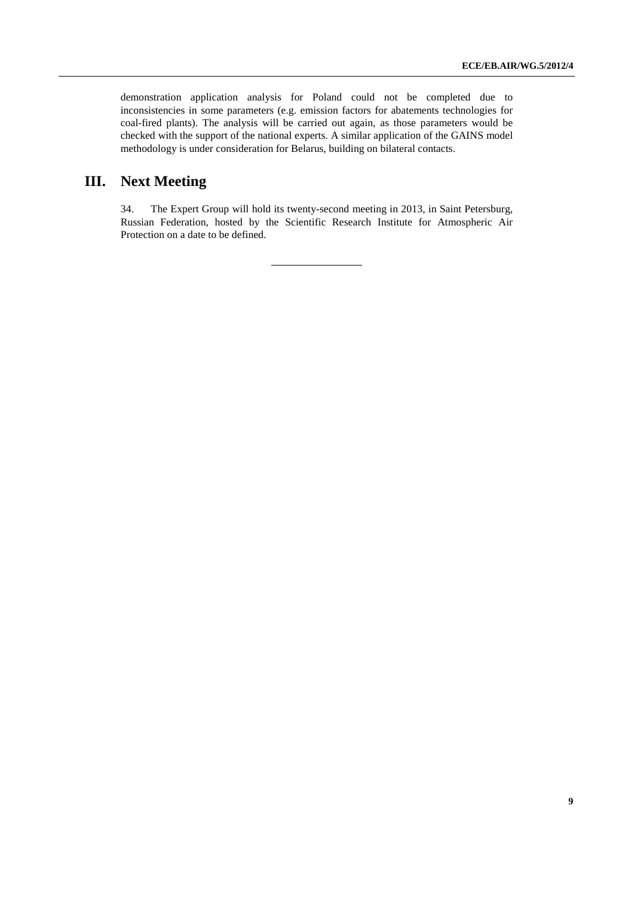demonstration application analysis for Poland could not be completed due to inconsistencies in some parameters (e.g. emission factors for abatements technologies for coal-fired plants). The analysis will be carried out again, as those parameters would be checked with the support of the national experts. A similar application of the GAINS model methodology is under consideration for Belarus, building on bilateral contacts.

# III. Next Meeting

34. The Expert Group will hold its twenty-second meeting in 2013, in Saint Petersburg, Russian Federation, hosted by the Scientific Research Institute for Atmospheric Air Protection on a date to be defined.